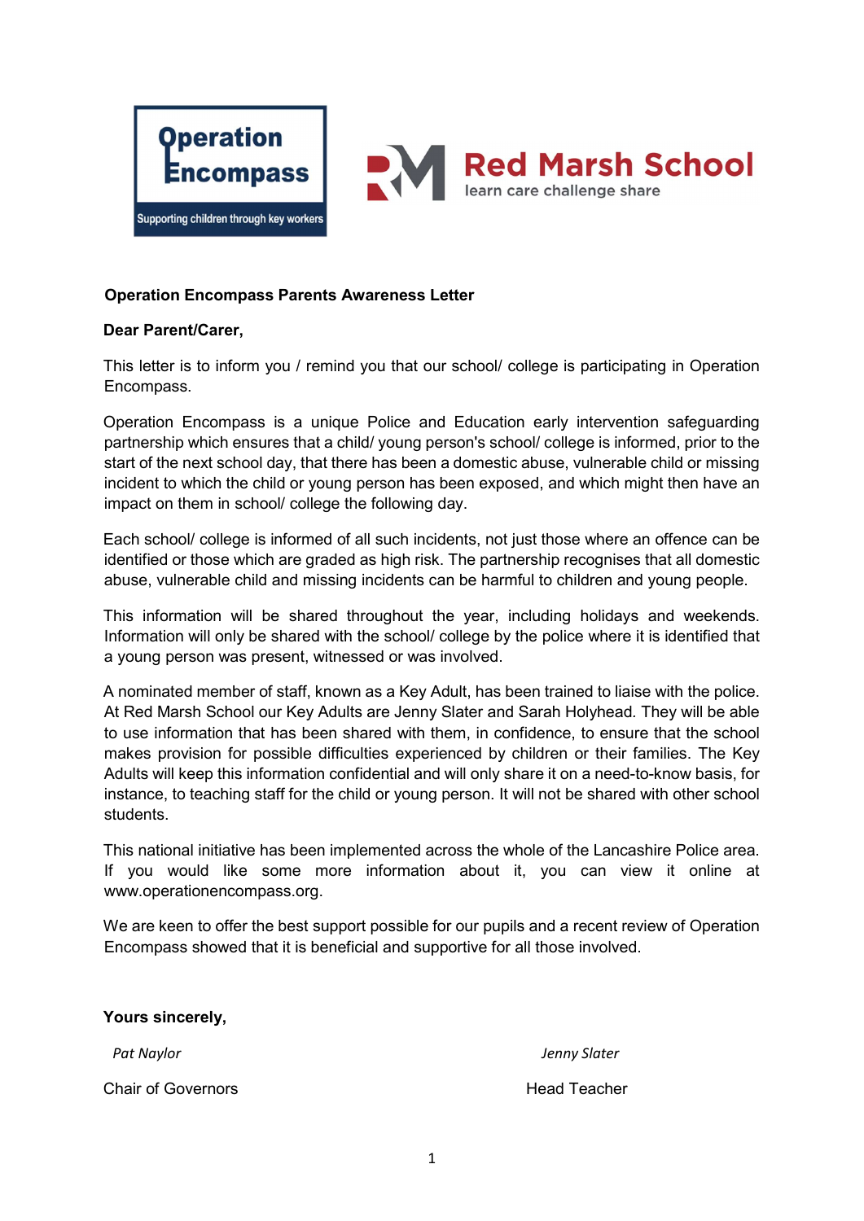Operation Encompass

Supporting children through key workers

Red Marsh School

learn care challenge share

**Operation Encompass Parents Awareness Letter**

**Dear Parent/Carer,**

This letter is to inform you / remind you that our school/ college is participating in Operation Encompass.

Operation Encompass is a unique Police and Education early intervention safeguarding partnership which ensures that a child/ young person's school/ college is informed, prior to the start of the next school day, that there has been a domestic abuse, vulnerable child or missing incident to which the child or young person has been exposed, and which might then have an impact on them in school/ college the following day.

Each school/ college is informed of all such incidents, not just those where an offence can be identified or those which are graded as high risk. The partnership recognises that all domestic abuse, vulnerable child and missing incidents can be harmful to children and young people.

This information will be shared throughout the year, including holidays and weekends. Information will only be shared with the school/ college by the police where it is identified that a young person was present, witnessed or was involved.

A nominated member of staff, known as a Key Adult, has been trained to liaise with the police. At Red Marsh School our Key Adults are Jenny Slater and Sarah Holyhead. They will be able to use information that has been shared with them, in confidence, to ensure that the school makes provision for possible difficulties experienced by children or their families. The Key Adults will keep this information confidential and will only share it on a need-to-know basis, for instance, to teaching staff for the child or young person. It will not be shared with other school students.

This national initiative has been implemented across the whole of the Lancashire Police area. If you would like some more information about it, you can view it online at www.operationencompass.org.

We are keen to offer the best support possible for our pupils and a recent review of Operation Encompass showed that it is beneficial and supportive for all those involved.

**Yours sincerely,**

*Pat Naylor*

Chair of Governors

*Jenny Slater*

Head Teacher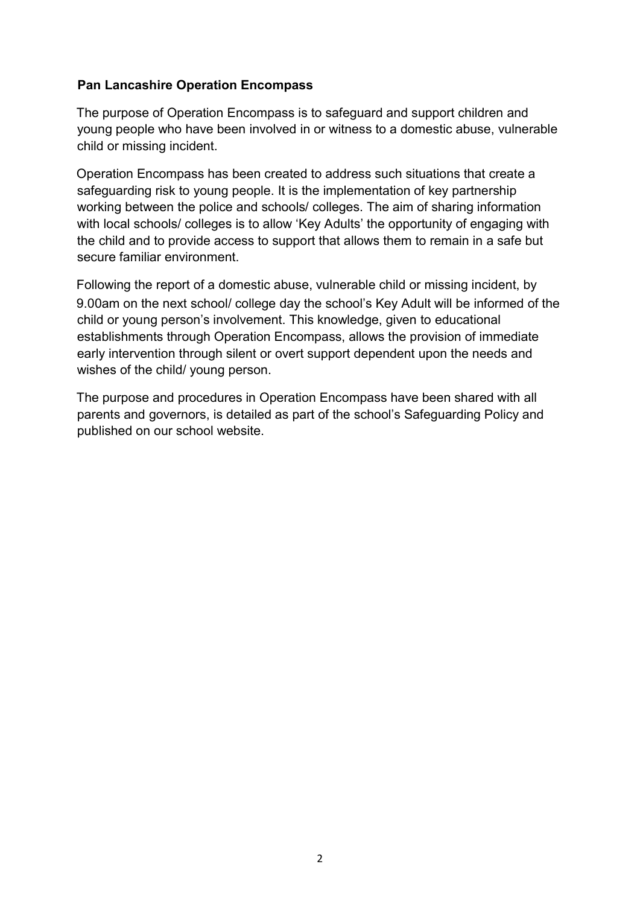**Pan Lancashire Operation Encompass**

The purpose of Operation Encompass is to safeguard and support children and young people who have been involved in or witness to a domestic abuse, vulnerable child or missing incident.

Operation Encompass has been created to address such situations that create a safeguarding risk to young people. It is the implementation of key partnership working between the police and schools/ colleges. The aim of sharing information with local schools/ colleges is to allow 'Key Adults' the opportunity of engaging with the child and to provide access to support that allows them to remain in a safe but secure familiar environment.

Following the report of a domestic abuse, vulnerable child or missing incident, by 9.00am on the next school/ college day the school's Key Adult will be informed of the child or young person's involvement. This knowledge, given to educational establishments through Operation Encompass, allows the provision of immediate early intervention through silent or overt support dependent upon the needs and wishes of the child/ young person.

The purpose and procedures in Operation Encompass have been shared with all parents and governors, is detailed as part of the school's Safeguarding Policy and published on our school website.